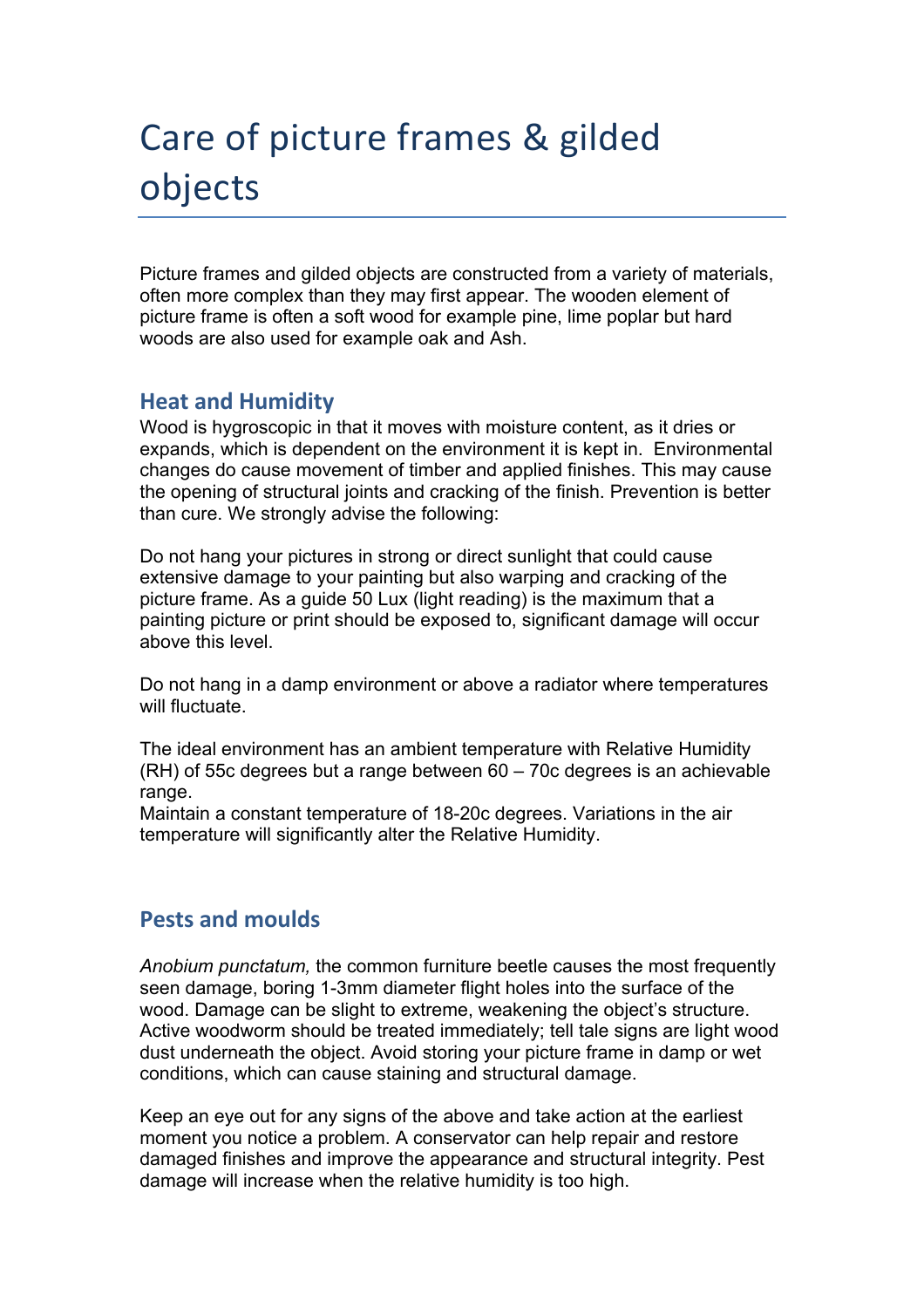# Care of picture frames & gilded objects

Picture frames and gilded objects are constructed from a variety of materials, often more complex than they may first appear. The wooden element of picture frame is often a soft wood for example pine, lime poplar but hard woods are also used for example oak and Ash.

## Heat and Humidity

Wood is hygroscopic in that it moves with moisture content, as it dries or expands, which is dependent on the environment it is kept in. Environmental changes do cause movement of timber and applied finishes. This may cause the opening of structural joints and cracking of the finish. Prevention is better than cure. We strongly advise the following:

Do not hang your pictures in strong or direct sunlight that could cause extensive damage to your painting but also warping and cracking of the picture frame. As a guide 50 Lux (light reading) is the maximum that a painting picture or print should be exposed to, significant damage will occur above this level.

Do not hang in a damp environment or above a radiator where temperatures will fluctuate.

The ideal environment has an ambient temperature with Relative Humidity (RH) of 55c degrees but a range between 60 – 70c degrees is an achievable range.
Maintain a constant temperature of 18-20c degrees. Variations in the air temperature will significantly alter the Relative Humidity.

## Pests and moulds

*Anobium punctatum,* the common furniture beetle causes the most frequently seen damage, boring 1-3mm diameter flight holes into the surface of the wood. Damage can be slight to extreme, weakening the object's structure. Active woodworm should be treated immediately; tell tale signs are light wood dust underneath the object. Avoid storing your picture frame in damp or wet conditions, which can cause staining and structural damage.

Keep an eye out for any signs of the above and take action at the earliest moment you notice a problem. A conservator can help repair and restore damaged finishes and improve the appearance and structural integrity. Pest damage will increase when the relative humidity is too high.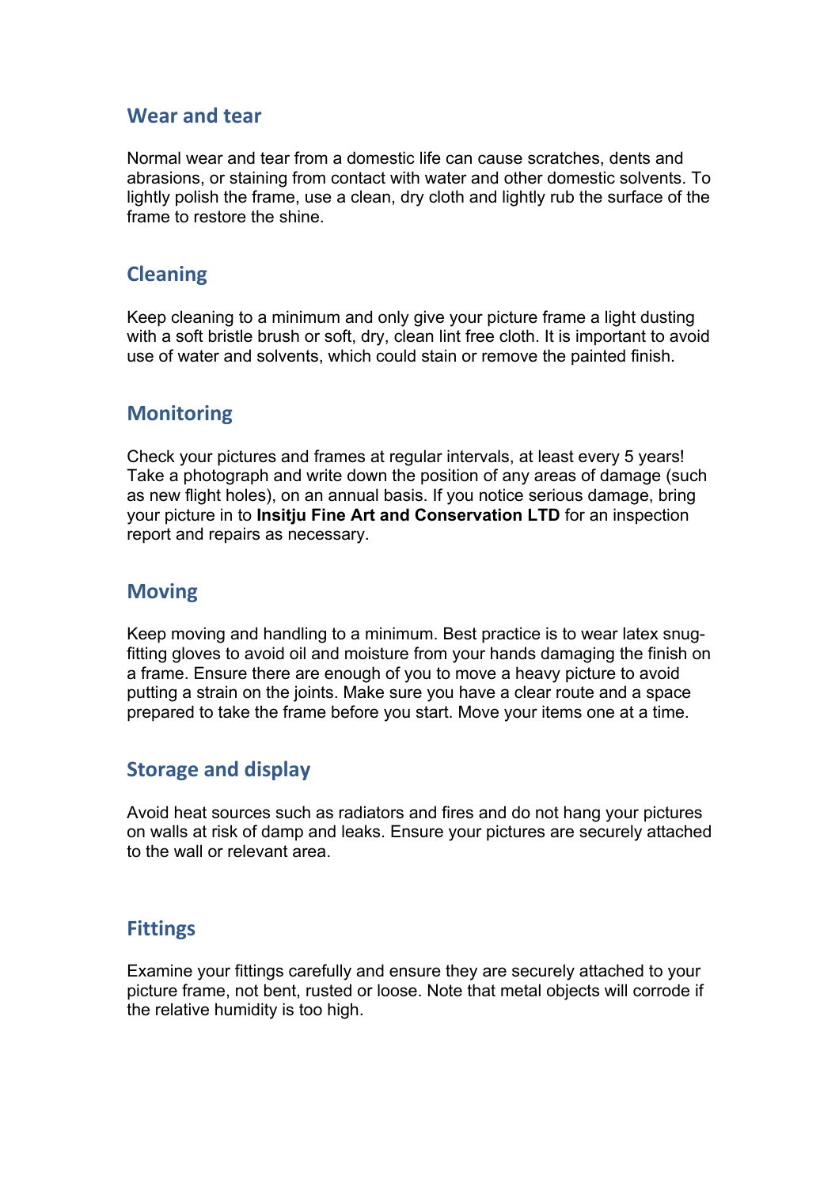## Wear and tear

Normal wear and tear from a domestic life can cause scratches, dents and abrasions, or staining from contact with water and other domestic solvents. To lightly polish the frame, use a clean, dry cloth and lightly rub the surface of the frame to restore the shine.

## Cleaning

Keep cleaning to a minimum and only give your picture frame a light dusting with a soft bristle brush or soft, dry, clean lint free cloth. It is important to avoid use of water and solvents, which could stain or remove the painted finish.

## Monitoring

Check your pictures and frames at regular intervals, at least every 5 years! Take a photograph and write down the position of any areas of damage (such as new flight holes), on an annual basis. If you notice serious damage, bring your picture in to **Insitju Fine Art and Conservation LTD** for an inspection report and repairs as necessary.

## Moving

Keep moving and handling to a minimum. Best practice is to wear latex snug-fitting gloves to avoid oil and moisture from your hands damaging the finish on a frame. Ensure there are enough of you to move a heavy picture to avoid putting a strain on the joints. Make sure you have a clear route and a space prepared to take the frame before you start. Move your items one at a time.

## Storage and display

Avoid heat sources such as radiators and fires and do not hang your pictures on walls at risk of damp and leaks. Ensure your pictures are securely attached to the wall or relevant area.

## Fittings

Examine your fittings carefully and ensure they are securely attached to your picture frame, not bent, rusted or loose. Note that metal objects will corrode if the relative humidity is too high.